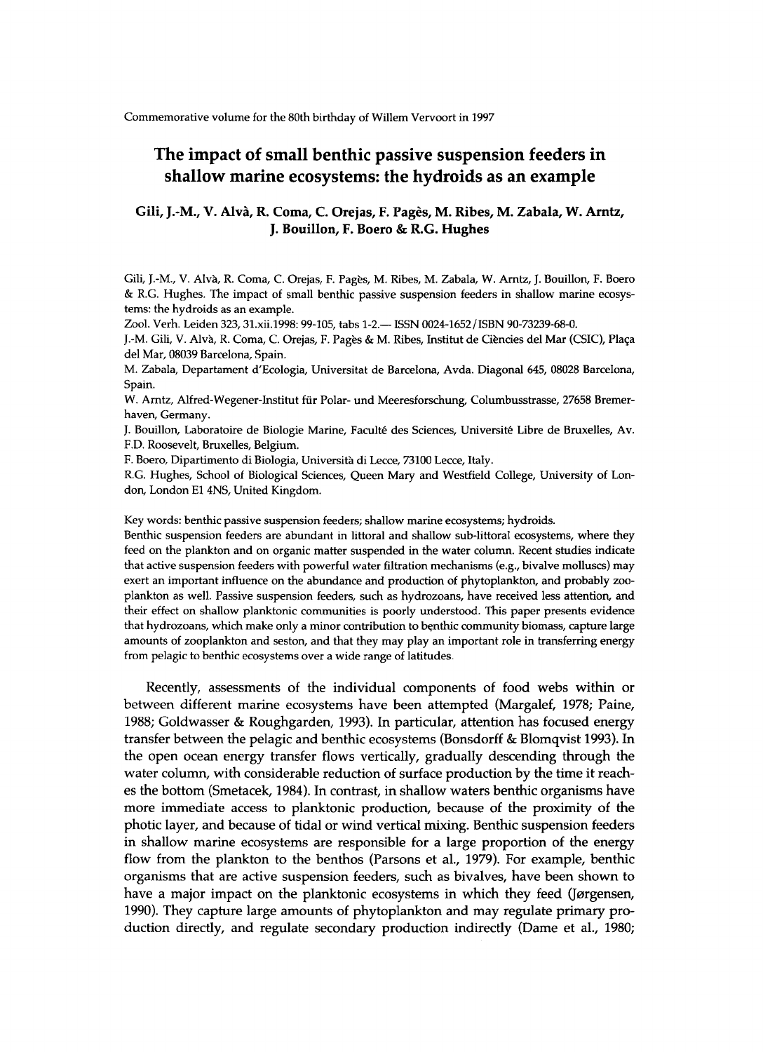Commemorative volume for the 80th birthday of Willem Vervoort in 1997

# The impact of small benthic passive suspension feeders in shallow marine ecosystems: the hydroids as an example

**Gili, J.-M., V. Alvà, R. Coma, C. Orejas, F. Pagès, M. Ribes, M. Zabala, W. Arntz, J. Bouillon, F. Boero & R.G. Hughes**

Gili, J.-M., V. Alvà, R. Coma, C. Orejas, F. Pagès, M. Ribes, M. Zabala, W. Arntz, J. Bouillon, F. Boero & R.G. Hughes. The impact of small benthic passive suspension feeders in shallow marine ecosystems: the hydroids as an example.

Zool. Verh. Leiden 323, 31.xii.1998: 99-105, tabs 1-2.— ISSN 0024-1652 / ISBN 90-73239-68-0.

J.-M. Gili, V. Alvà, R. Coma, C. Orejas, F. Pagès & M. Ribes, Institut de Ciències del Mar (CSIC), Plaça del Mar, 08039 Barcelona, Spain.

M. Zabala, Departament d'Ecologia, Universitat de Barcelona, Avda. Diagonal 645, 08028 Barcelona, Spain.

W. Arntz, Alfred-Wegener-Institut für Polar- und Meeresforschung, Columbusstrasse, 27658 Bremerhaven, Germany.

J. Bouillon, Laboratoire de Biologie Marine, Faculté des Sciences, Université Libre de Bruxelles, Av. F.D. Roosevelt, Bruxelles, Belgium.

F. Boero, Dipartimento di Biologia, Università di Lecce, 73100 Lecce, Italy.

R.G. Hughes, School of Biological Sciences, Queen Mary and Westfield College, University of London, London E1 4NS, United Kingdom.

Key words: benthic passive suspension feeders; shallow marine ecosystems; hydroids.

Benthic suspension feeders are abundant in littoral and shallow sub-littoral ecosystems, where they feed on the plankton and on organic matter suspended in the water column. Recent studies indicate that active suspension feeders with powerful water filtration mechanisms (e.g., bivalve molluscs) may exert an important influence on the abundance and production of phytoplankton, and probably zooplankton as well. Passive suspension feeders, such as hydrozoans, have received less attention, and their effect on shallow planktonic communities is poorly understood. This paper presents evidence that hydrozoans, which make only a minor contribution to benthic community biomass, capture large amounts of zooplankton and seston, and that they may play an important role in transferring energy from pelagic to benthic ecosystems over a wide range of latitudes.

Recently, assessments of the individual components of food webs within or between different marine ecosystems have been attempted (Margalef, 1978; Paine, 1988; Goldwasser & Roughgarden, 1993). In particular, attention has focused energy transfer between the pelagic and benthic ecosystems (Bonsdorff & Blomqvist 1993). In the open ocean energy transfer flows vertically, gradually descending through the water column, with considerable reduction of surface production by the time it reaches the bottom (Smetacek, 1984). In contrast, in shallow waters benthic organisms have more immediate access to planktonic production, because of the proximity of the photic layer, and because of tidal or wind vertical mixing. Benthic suspension feeders in shallow marine ecosystems are responsible for a large proportion of the energy flow from the plankton to the benthos (Parsons et al., 1979). For example, benthic organisms that are active suspension feeders, such as bivalves, have been shown to have a major impact on the planktonic ecosystems in which they feed (Jørgensen, 1990). They capture large amounts of phytoplankton and may regulate primary production directly, and regulate secondary production indirectly (Dame et al., 1980;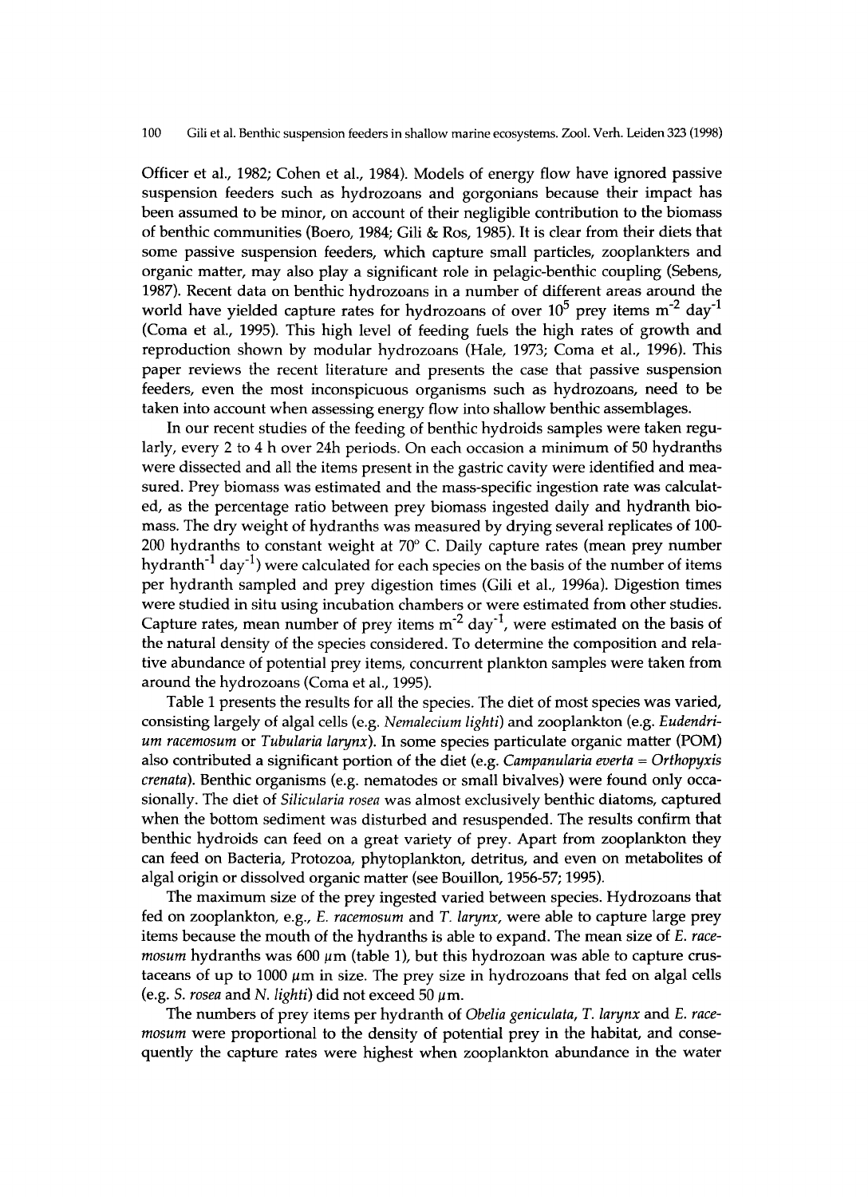Officer et al., 1982; Cohen et al., 1984). Models of energy flow have ignored passive suspension feeders such as hydrozoans and gorgonians because their impact has been assumed to be minor, on account of their negligible contribution to the biomass of benthic communities (Boero, 1984; Gili & Ros, 1985). It is clear from their diets that some passive suspension feeders, which capture small particles, zooplankters and organic matter, may also play a significant role in pelagic-benthic coupling (Sebens, 1987). Recent data on benthic hydrozoans in a number of different areas around the world have yielded capture rates for hydrozoans of over $10^5$ prey items $m^{-2}$ $day^{-1}$ (Coma et al., 1995). This high level of feeding fuels the high rates of growth and reproduction shown by modular hydrozoans (Hale, 1973; Coma et al., 1996). This paper reviews the recent literature and presents the case that passive suspension feeders, even the most inconspicuous organisms such as hydrozoans, need to be taken into account when assessing energy flow into shallow benthic assemblages.

In our recent studies of the feeding of benthic hydroids samples were taken regularly, every 2 to 4 h over 24h periods. On each occasion a minimum of 50 hydranths were dissected and all the items present in the gastric cavity were identified and measured. Prey biomass was estimated and the mass-specific ingestion rate was calculated, as the percentage ratio between prey biomass ingested daily and hydranth biomass. The dry weight of hydranths was measured by drying several replicates of 100-200 hydranths to constant weight at 70° C. Daily capture rates (mean prey number $hydranth^{-1}$ $day^{-1}$) were calculated for each species on the basis of the number of items per hydranth sampled and prey digestion times (Gili et al., 1996a). Digestion times were studied in situ using incubation chambers or were estimated from other studies. Capture rates, mean number of prey items $m^{-2}$ $day^{-1}$, were estimated on the basis of the natural density of the species considered. To determine the composition and relative abundance of potential prey items, concurrent plankton samples were taken from around the hydrozoans (Coma et al., 1995).

Table 1 presents the results for all the species. The diet of most species was varied, consisting largely of algal cells (e.g. *Nemalecium lighti*) and zooplankton (e.g. *Eudendrium racemosum* or *Tubularia larynx*). In some species particulate organic matter (POM) also contributed a significant portion of the diet (e.g. *Campanularia everta* = *Orthopyxis crenata*). Benthic organisms (e.g. nematodes or small bivalves) were found only occasionally. The diet of *Silicularia rosea* was almost exclusively benthic diatoms, captured when the bottom sediment was disturbed and resuspended. The results confirm that benthic hydroids can feed on a great variety of prey. Apart from zooplankton they can feed on Bacteria, Protozoa, phytoplankton, detritus, and even on metabolites of algal origin or dissolved organic matter (see Bouillon, 1956-57; 1995).

The maximum size of the prey ingested varied between species. Hydrozoans that fed on zooplankton, e.g., *E. racemosum* and *T. larynx*, were able to capture large prey items because the mouth of the hydranths is able to expand. The mean size of *E. racemosum* hydranths was 600 μm (table 1), but this hydrozoan was able to capture crustaceans of up to 1000 μm in size. The prey size in hydrozoans that fed on algal cells (e.g. *S. rosea* and *N. lighti*) did not exceed 50 μm.

The numbers of prey items per hydranth of *Obelia geniculata*, *T. larynx* and *E. racemosum* were proportional to the density of potential prey in the habitat, and consequently the capture rates were highest when zooplankton abundance in the water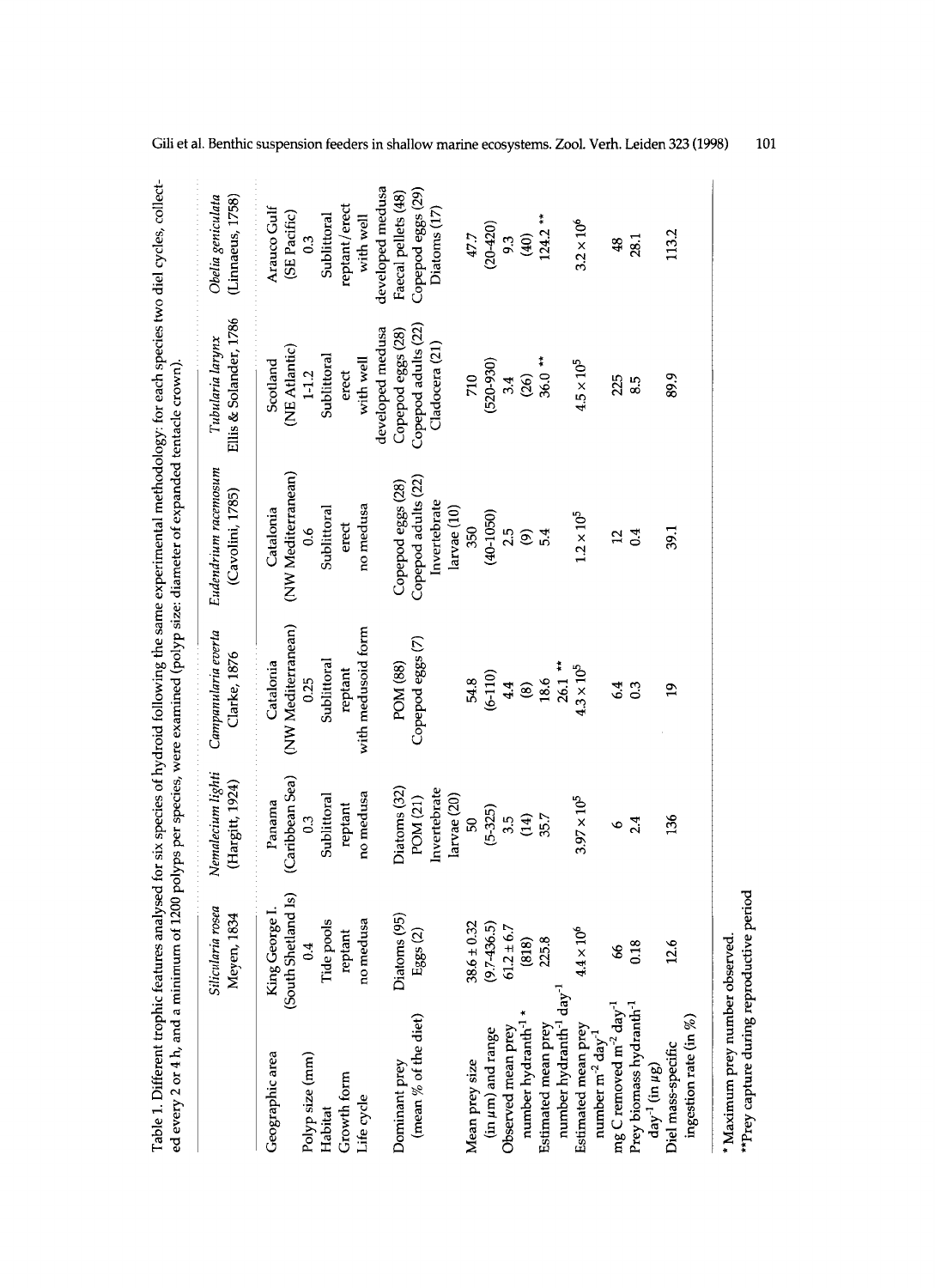Table 1. Different trophic features analysed for six species of hydroid following the same experimental methodology: for each species two diel cycles, collected every 2 or 4 h, and a minimum of 1200 polyps per species, were examined (polyp size: diameter of expanded tentacle crown).

| | *Silicularia rosea* Meyen, 1834 | *Nemalecium lighti* (Hargitt, 1924) | *Campanularia everta* Clarke, 1876 | *Eudendrium racemosum* (Cavolini, 1785) | *Tubularia larynx* Ellis & Solander, 1786 | *Obelia geniculata* (Linnaeus, 1758) |
|---|---|---|---|---|---|---|
| Geographic area | King George I. (South Shetland Is) | Panama (Caribbean Sea) | Catalonia (NW Mediterranean) | Catalonia (NW Mediterranean) | Scotland (NE Atlantic) | Arauco Gulf (SE Pacific) |
| Polyp size (mm) | 0.4 | 0.3 | 0.25 | 0.6 | 1-1.2 | 0.3 |
| Habitat | Tide pools | Sublittoral | Sublittoral | Sublittoral | Sublittoral | Sublittoral |
| Growth form | reptant | reptant | reptant | erect | erect | reptant/erect |
| Life cycle | no medusa | no medusa | with medusoid form | no medusa | with well developed medusa | with well developed medusa |
| Dominant prey (mean % of the diet) | Diatoms (95) Eggs (2) | Diatoms (32) POM (21) Invertebrate larvae (20) | POM (88) Copepod eggs (7) | Copepod eggs (28) Copepod adults (22) Invertebrate larvae (10) | Copepod eggs (28) Copepod adults (22) Cladocera (21) | Faecal pellets (48) Copepod eggs (29) Diatoms (17) |
| Mean prey size (in µm) and range | 38.6 ± 0.32 (9.7-436.5) | 50 (5-325) | 54.8 (6-110) | 350 (40-1050) | 710 (520-930) | 47.7 (20-420) |
| Observed mean prey number hydranth$^{-1}$ * | 61.2 ± 6.7 (818) | 3.5 (14) | 4.4 (8) | 2.5 (9) | 3.4 (26) | 9.3 (40) |
| Estimated mean prey number hydranth$^{-1}$ day$^{-1}$ | 225.8 | 35.7 | 18.6 26.1 ** | 5.4 | 36.0 ** | 124.2 ** |
| Estimated mean prey number m$^{-2}$ day$^{-1}$ | $4.4 \times 10^6$ | $3.97 \times 10^5$ | $4.3 \times 10^5$ | $1.2 \times 10^5$ | $4.5 \times 10^5$ | $3.2 \times 10^6$ |
| mg C removed m$^{-2}$ day$^{-1}$ | 66 | 6 | 6.4 | 12 | 225 | 48 |
| Prey biomass hydranth$^{-1}$ day$^{-1}$ (in µg) | 0.18 | 2.4 | 0.3 | 0.4 | 8.5 | 28.1 |
| Diel mass-specific ingestion rate (in %) | 12.6 | 136 | 19 | 39.1 | 89.9 | 113.2 |

\* Maximum prey number observed.
\*\*Prey capture during reproductive period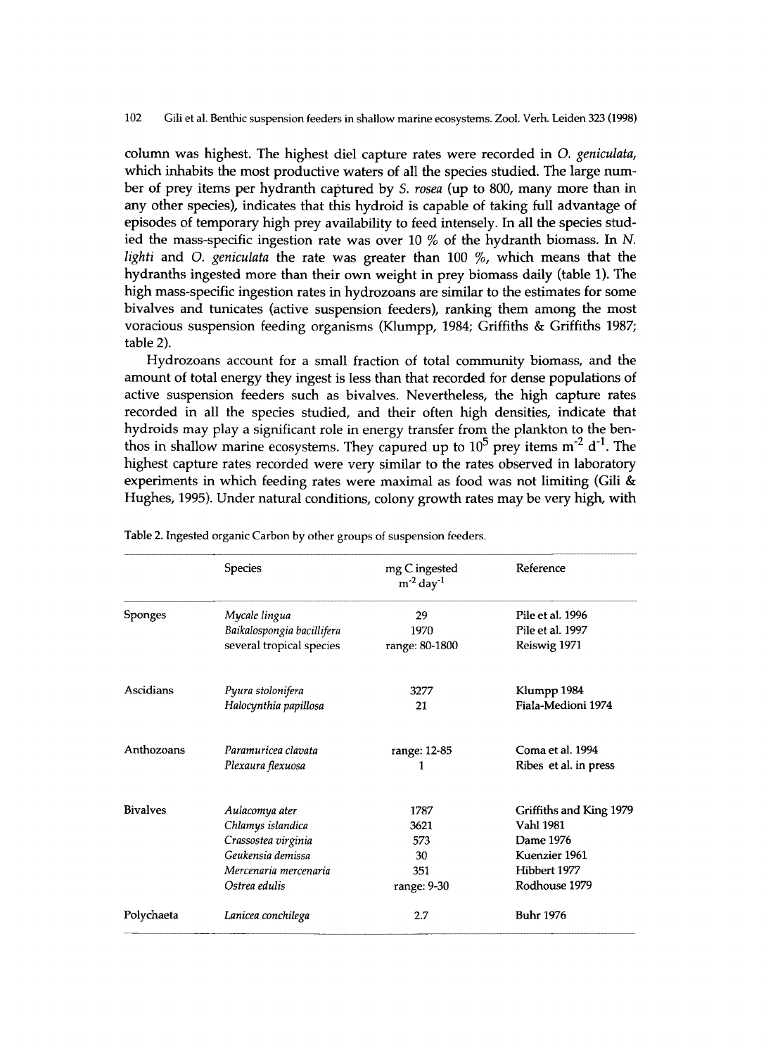column was highest. The highest diel capture rates were recorded in *O. geniculata*, which inhabits the most productive waters of all the species studied. The large number of prey items per hydranth captured by *S. rosea* (up to 800, many more than in any other species), indicates that this hydroid is capable of taking full advantage of episodes of temporary high prey availability to feed intensely. In all the species studied the mass-specific ingestion rate was over 10 % of the hydranth biomass. In *N. lighti* and *O. geniculata* the rate was greater than 100 %, which means that the hydranths ingested more than their own weight in prey biomass daily (table 1). The high mass-specific ingestion rates in hydrozoans are similar to the estimates for some bivalves and tunicates (active suspension feeders), ranking them among the most voracious suspension feeding organisms (Klumpp, 1984; Griffiths & Griffiths 1987; table 2).

Hydrozoans account for a small fraction of total community biomass, and the amount of total energy they ingest is less than that recorded for dense populations of active suspension feeders such as bivalves. Nevertheless, the high capture rates recorded in all the species studied, and their often high densities, indicate that hydroids may play a significant role in energy transfer from the plankton to the benthos in shallow marine ecosystems. They capured up to $10^5$ prey items $m^{-2}$ $d^{-1}$. The highest capture rates recorded were very similar to the rates observed in laboratory experiments in which feeding rates were maximal as food was not limiting (Gili & Hughes, 1995). Under natural conditions, colony growth rates may be very high, with

Table 2. Ingested organic Carbon by other groups of suspension feeders.

| | Species | mg C ingested $m^{-2}$ $day^{-1}$ | Reference |
|---|---|---|---|
| Sponges | *Mycale lingua* | 29 | Pile et al. 1996 |
| | *Baikalospongia bacillifera* | 1970 | Pile et al. 1997 |
| | several tropical species | range: 80-1800 | Reiswig 1971 |
| Ascidians | *Pyura stolonifera* | 3277 | Klumpp 1984 |
| | *Halocynthia papillosa* | 21 | Fiala-Medioni 1974 |
| Anthozoans | *Paramuricea clavata* | range: 12-85 | Coma et al. 1994 |
| | *Plexaura flexuosa* | 1 | Ribes et al. in press |
| Bivalves | *Aulacomya ater* | 1787 | Griffiths and King 1979 |
| | *Chlamys islandica* | 3621 | Vahl 1981 |
| | *Crassostea virginia* | 573 | Dame 1976 |
| | *Geukensia demissa* | 30 | Kuenzier 1961 |
| | *Mercenaria mercenaria* | 351 | Hibbert 1977 |
| | *Ostrea edulis* | range: 9-30 | Rodhouse 1979 |
| Polychaeta | *Lanicea conchilega* | 2.7 | Buhr 1976 |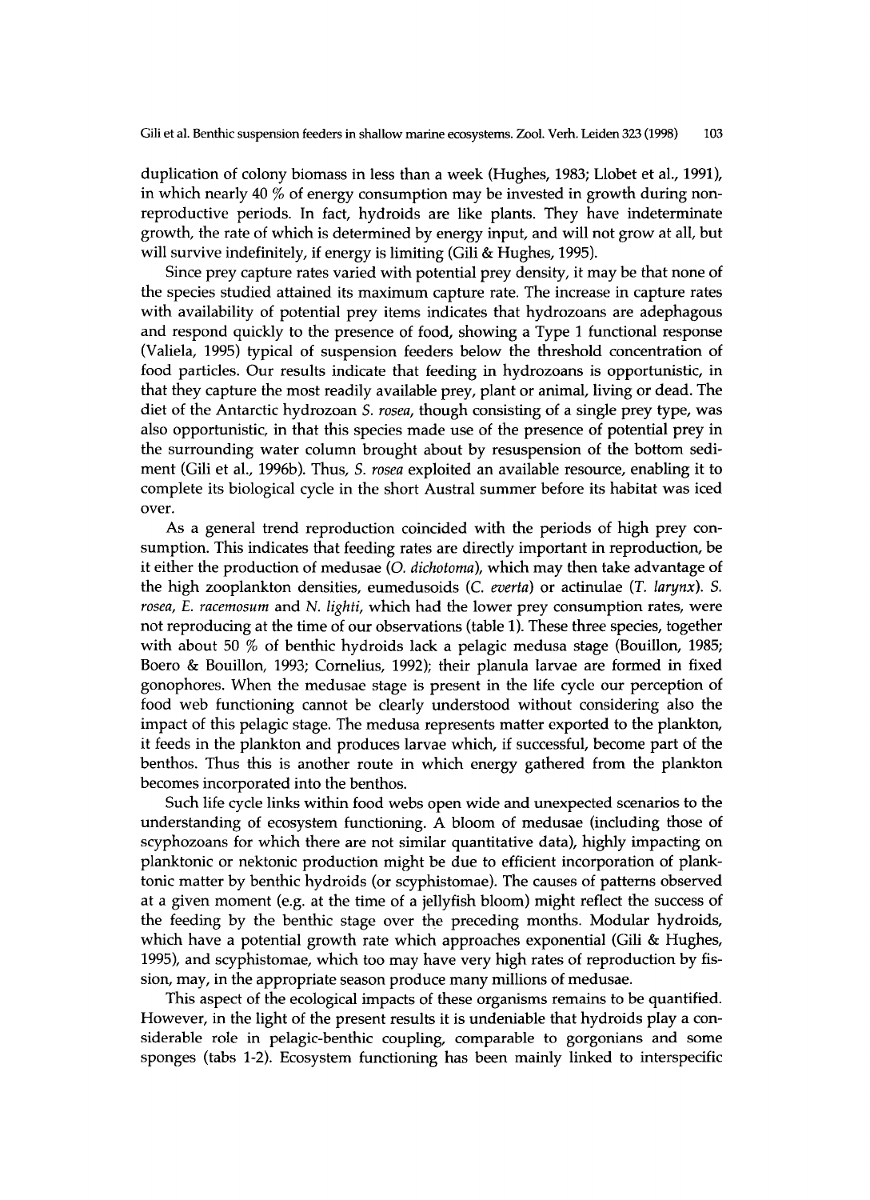duplication of colony biomass in less than a week (Hughes, 1983; Llobet et al., 1991), in which nearly 40 % of energy consumption may be invested in growth during non-reproductive periods. In fact, hydroids are like plants. They have indeterminate growth, the rate of which is determined by energy input, and will not grow at all, but will survive indefinitely, if energy is limiting (Gili & Hughes, 1995).

Since prey capture rates varied with potential prey density, it may be that none of the species studied attained its maximum capture rate. The increase in capture rates with availability of potential prey items indicates that hydrozoans are adephagous and respond quickly to the presence of food, showing a Type 1 functional response (Valiela, 1995) typical of suspension feeders below the threshold concentration of food particles. Our results indicate that feeding in hydrozoans is opportunistic, in that they capture the most readily available prey, plant or animal, living or dead. The diet of the Antarctic hydrozoan *S. rosea*, though consisting of a single prey type, was also opportunistic, in that this species made use of the presence of potential prey in the surrounding water column brought about by resuspension of the bottom sediment (Gili et al., 1996b). Thus, *S. rosea* exploited an available resource, enabling it to complete its biological cycle in the short Austral summer before its habitat was iced over.

As a general trend reproduction coincided with the periods of high prey consumption. This indicates that feeding rates are directly important in reproduction, be it either the production of medusae (*O. dichotoma*), which may then take advantage of the high zooplankton densities, eumedusoids (*C. everta*) or actinulae (*T. larynx*). *S. rosea*, *E. racemosum* and *N. lighti*, which had the lower prey consumption rates, were not reproducing at the time of our observations (table 1). These three species, together with about 50 % of benthic hydroids lack a pelagic medusa stage (Bouillon, 1985; Boero & Bouillon, 1993; Cornelius, 1992); their planula larvae are formed in fixed gonophores. When the medusae stage is present in the life cycle our perception of food web functioning cannot be clearly understood without considering also the impact of this pelagic stage. The medusa represents matter exported to the plankton, it feeds in the plankton and produces larvae which, if successful, become part of the benthos. Thus this is another route in which energy gathered from the plankton becomes incorporated into the benthos.

Such life cycle links within food webs open wide and unexpected scenarios to the understanding of ecosystem functioning. A bloom of medusae (including those of scyphozoans for which there are not similar quantitative data), highly impacting on planktonic or nektonic production might be due to efficient incorporation of planktonic matter by benthic hydroids (or scyphistomae). The causes of patterns observed at a given moment (e.g. at the time of a jellyfish bloom) might reflect the success of the feeding by the benthic stage over the preceding months. Modular hydroids, which have a potential growth rate which approaches exponential (Gili & Hughes, 1995), and scyphistomae, which too may have very high rates of reproduction by fission, may, in the appropriate season produce many millions of medusae.

This aspect of the ecological impacts of these organisms remains to be quantified. However, in the light of the present results it is undeniable that hydroids play a considerable role in pelagic-benthic coupling, comparable to gorgonians and some sponges (tabs 1-2). Ecosystem functioning has been mainly linked to interspecific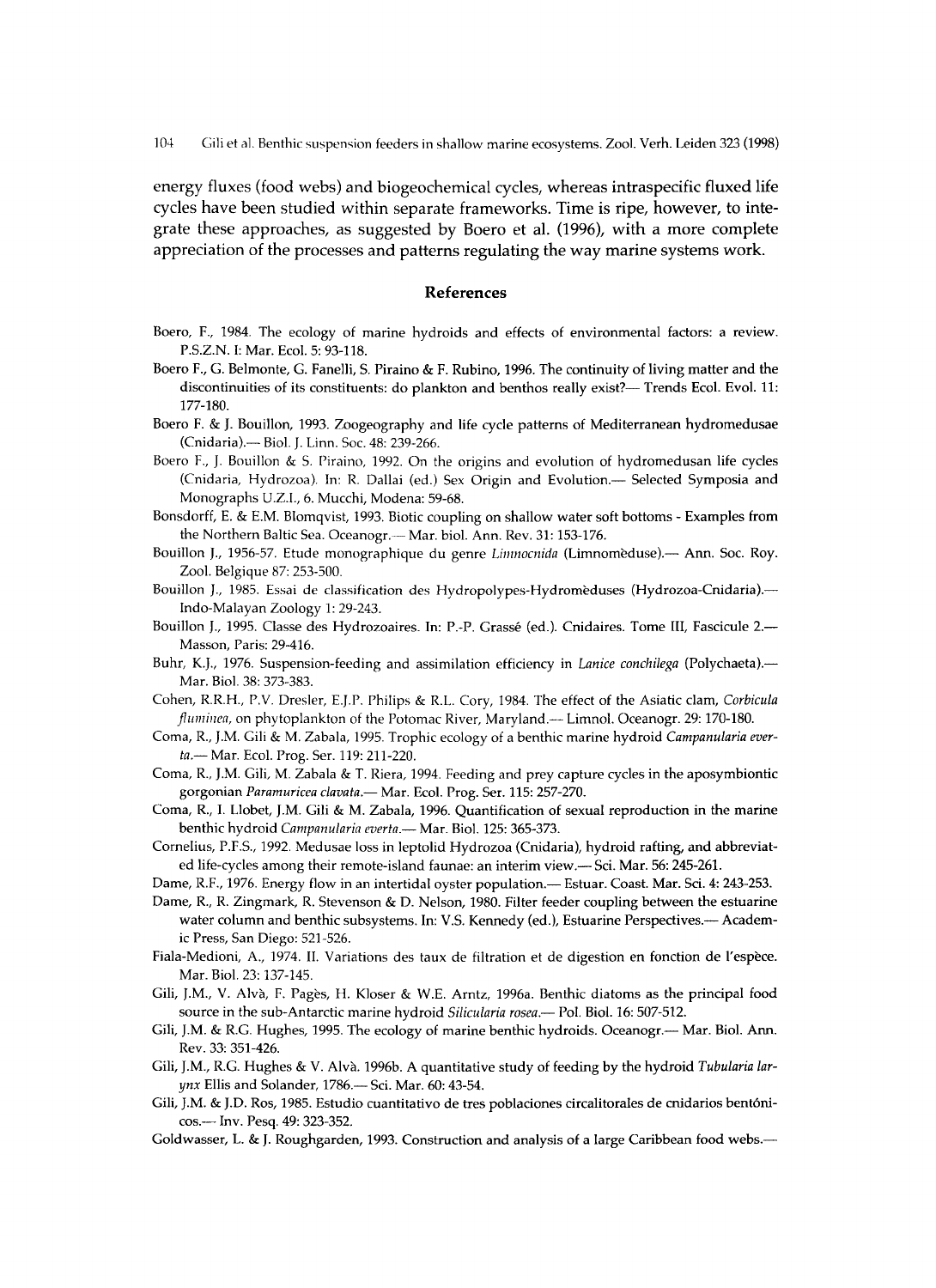energy fluxes (food webs) and biogeochemical cycles, whereas intraspecific fluxed life cycles have been studied within separate frameworks. Time is ripe, however, to integrate these approaches, as suggested by Boero et al. (1996), with a more complete appreciation of the processes and patterns regulating the way marine systems work.

## References

Boero, F., 1984. The ecology of marine hydroids and effects of environmental factors: a review. P.S.Z.N. I: Mar. Ecol. 5: 93-118.

Boero F., G. Belmonte, G. Fanelli, S. Piraino & F. Rubino, 1996. The continuity of living matter and the discontinuities of its constituents: do plankton and benthos really exist?— Trends Ecol. Evol. 11: 177-180.

Boero F. & J. Bouillon, 1993. Zoogeography and life cycle patterns of Mediterranean hydromedusae (Cnidaria).— Biol. J. Linn. Soc. 48: 239-266.

Boero F., J. Bouillon & S. Piraino, 1992. On the origins and evolution of hydromedusan life cycles (Cnidaria, Hydrozoa). In: R. Dallai (ed.) Sex Origin and Evolution.— Selected Symposia and Monographs U.Z.I., 6. Mucchi, Modena: 59-68.

Bonsdorff, E. & E.M. Blomqvist, 1993. Biotic coupling on shallow water soft bottoms - Examples from the Northern Baltic Sea. Oceanogr.— Mar. biol. Ann. Rev. 31: 153-176.

Bouillon J., 1956-57. Etude monographique du genre *Limnocnida* (Limnoméduse).— Ann. Soc. Roy. Zool. Belgique 87: 253-500.

Bouillon J., 1985. Essai de classification des Hydropolypes-Hydroméduses (Hydrozoa-Cnidaria).— Indo-Malayan Zoology 1: 29-243.

Bouillon J., 1995. Classe des Hydrozoaires. In: P.-P. Grassé (ed.). Cnidaires. Tome III, Fascicule 2.— Masson, Paris: 29-416.

Buhr, K.J., 1976. Suspension-feeding and assimilation efficiency in *Lanice conchilega* (Polychaeta).— Mar. Biol. 38: 373-383.

Cohen, R.R.H., P.V. Dresler, E.J.P. Philips & R.L. Cory, 1984. The effect of the Asiatic clam, *Corbicula fluminea*, on phytoplankton of the Potomac River, Maryland.— Limnol. Oceanogr. 29: 170-180.

Coma, R., J.M. Gili & M. Zabala, 1995. Trophic ecology of a benthic marine hydroid *Campanularia everta*.— Mar. Ecol. Prog. Ser. 119: 211-220.

Coma, R., J.M. Gili, M. Zabala & T. Riera, 1994. Feeding and prey capture cycles in the aposymbiontic gorgonian *Paramuricea clavata*.— Mar. Ecol. Prog. Ser. 115: 257-270.

Coma, R., I. Llobet, J.M. Gili & M. Zabala, 1996. Quantification of sexual reproduction in the marine benthic hydroid *Campanularia everta*.— Mar. Biol. 125: 365-373.

Cornelius, P.F.S., 1992. Medusae loss in leptolid Hydrozoa (Cnidaria), hydroid rafting, and abbreviated life-cycles among their remote-island faunae: an interim view.— Sci. Mar. 56: 245-261.

Dame, R.F., 1976. Energy flow in an intertidal oyster population.— Estuar. Coast. Mar. Sci. 4: 243-253.

Dame, R., R. Zingmark, R. Stevenson & D. Nelson, 1980. Filter feeder coupling between the estuarine water column and benthic subsystems. In: V.S. Kennedy (ed.), Estuarine Perspectives.— Academic Press, San Diego: 521-526.

Fiala-Medioni, A., 1974. II. Variations des taux de filtration et de digestion en fonction de l'espèce. Mar. Biol. 23: 137-145.

Gili, J.M., V. Alvà, F. Pagès, H. Kloser & W.E. Arntz, 1996a. Benthic diatoms as the principal food source in the sub-Antarctic marine hydroid *Silicularia rosea*.— Pol. Biol. 16: 507-512.

Gili, J.M. & R.G. Hughes, 1995. The ecology of marine benthic hydroids. Oceanogr.— Mar. Biol. Ann. Rev. 33: 351-426.

Gili, J.M., R.G. Hughes & V. Alvà. 1996b. A quantitative study of feeding by the hydroid *Tubularia larynx* Ellis and Solander, 1786.— Sci. Mar. 60: 43-54.

Gili, J.M. & J.D. Ros, 1985. Estudio cuantitativo de tres poblaciones circalitorales de cnidarios bentónicos.— Inv. Pesq. 49: 323-352.

Goldwasser, L. & J. Roughgarden, 1993. Construction and analysis of a large Caribbean food webs.—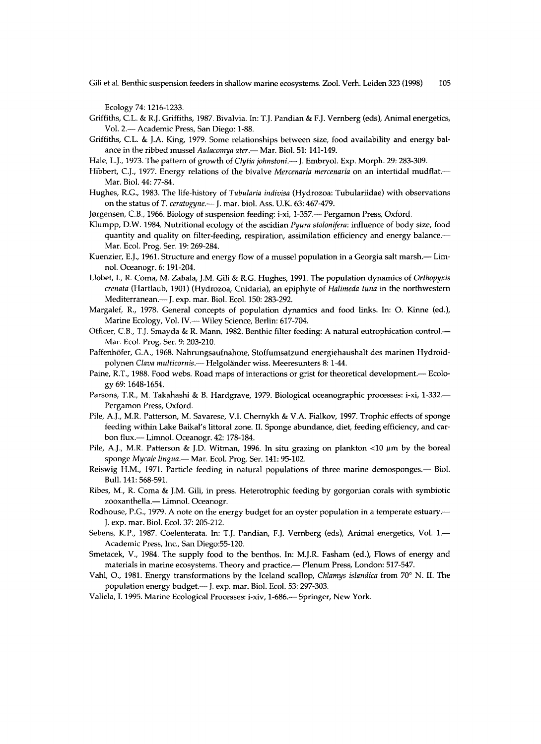Ecology 74: 1216-1233.

Griffiths, C.L. & R.J. Griffiths, 1987. Bivalvia. In: T.J. Pandian & F.J. Vernberg (eds), Animal energetics, Vol. 2.— Academic Press, San Diego: 1-88.

Griffiths, C.L. & J.A. King, 1979. Some relationships between size, food availability and energy balance in the ribbed mussel *Aulacomya ater*.— Mar. Biol. 51: 141-149.

Hale, L.J., 1973. The pattern of growth of *Clytia johnstoni*.— J. Embryol. Exp. Morph. 29: 283-309.

Hibbert, C.J., 1977. Energy relations of the bivalve *Mercenaria mercenaria* on an intertidal mudflat.— Mar. Biol. 44: 77-84.

Hughes, R.G., 1983. The life-history of *Tubularia indivisa* (Hydrozoa: Tubulariidae) with observations on the status of *T. ceratogyne*.— J. mar. biol. Ass. U.K. 63: 467-479.

Jørgensen, C.B., 1966. Biology of suspension feeding: i-xi, 1-357.— Pergamon Press, Oxford.

Klumpp, D.W. 1984. Nutritional ecology of the ascidian *Pyura stolonifera*: influence of body size, food quantity and quality on filter-feeding, respiration, assimilation efficiency and energy balance.— Mar. Ecol. Prog. Ser. 19: 269-284.

Kuenzier, E.J., 1961. Structure and energy flow of a mussel population in a Georgia salt marsh.— Limnol. Oceanogr. 6: 191-204.

Llobet, I., R. Coma, M. Zabala, J.M. Gili & R.G. Hughes, 1991. The population dynamics of *Orthopyxis crenata* (Hartlaub, 1901) (Hydrozoa, Cnidaria), an epiphyte of *Halimeda tuna* in the northwestern Mediterranean.— J. exp. mar. Biol. Ecol. 150: 283-292.

Margalef, R., 1978. General concepts of population dynamics and food links. In: O. Kinne (ed.), Marine Ecology, Vol. IV.— Wiley Science, Berlin: 617-704.

Officer, C.B., T.J. Smayda & R. Mann, 1982. Benthic filter feeding: A natural eutrophication control.— Mar. Ecol. Prog. Ser. 9: 203-210.

Paffenhöfer, G.A., 1968. Nahrungsaufnahme, Stoffumsatzund energiehaushalt des marinen Hydroidpolynen *Clava multicornis*.— Helgoländer wiss. Meeresunters 8: 1-44.

Paine, R.T., 1988. Food webs. Road maps of interactions or grist for theoretical development.— Ecology 69: 1648-1654.

Parsons, T.R., M. Takahashi & B. Hardgrave, 1979. Biological oceanographic processes: i-xi, 1-332.— Pergamon Press, Oxford.

Pile, A.J., M.R. Patterson, M. Savarese, V.I. Chernykh & V.A. Fialkov, 1997. Trophic effects of sponge feeding within Lake Baikal's littoral zone. II. Sponge abundance, diet, feeding efficiency, and carbon flux.— Limnol. Oceanogr. 42: 178-184.

Pile, A.J., M.R. Patterson & J.D. Witman, 1996. In situ grazing on plankton <10 µm by the boreal sponge *Mycale lingua*.— Mar. Ecol. Prog. Ser. 141: 95-102.

Reiswig H.M., 1971. Particle feeding in natural populations of three marine demosponges.— Biol. Bull. 141: 568-591.

Ribes, M., R. Coma & J.M. Gili, in press. Heterotrophic feeding by gorgonian corals with symbiotic zooxanthella.— Limnol. Oceanogr.

Rodhouse, P.G., 1979. A note on the energy budget for an oyster population in a temperate estuary.— J. exp. mar. Biol. Ecol. 37: 205-212.

Sebens, K.P., 1987. Coelenterata. In: T.J. Pandian, F.J. Vernberg (eds), Animal energetics, Vol. 1.— Academic Press, Inc., San Diego:55-120.

Smetacek, V., 1984. The supply food to the benthos. In: M.J.R. Fasham (ed.), Flows of energy and materials in marine ecosystems. Theory and practice.— Plenum Press, London: 517-547.

Vahl, O., 1981. Energy transformations by the Iceland scallop, *Chlamys islandica* from 70° N. II. The population energy budget.— J. exp. mar. Biol. Ecol. 53: 297-303.

Valiela, I. 1995. Marine Ecological Processes: i-xiv, 1-686.— Springer, New York.